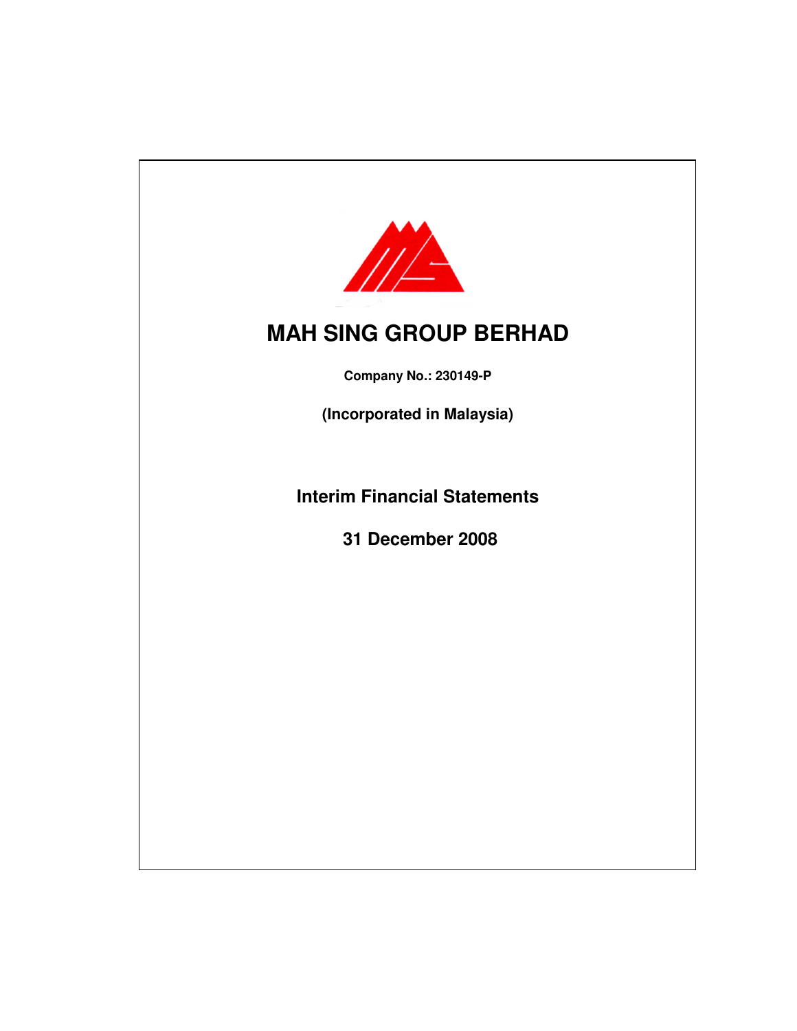# MAH SING GROUP BERHAD

**Company No.: 230149-P**

**(Incorporated in Malaysia)**

## Interim Financial Statements

## 31 December 2008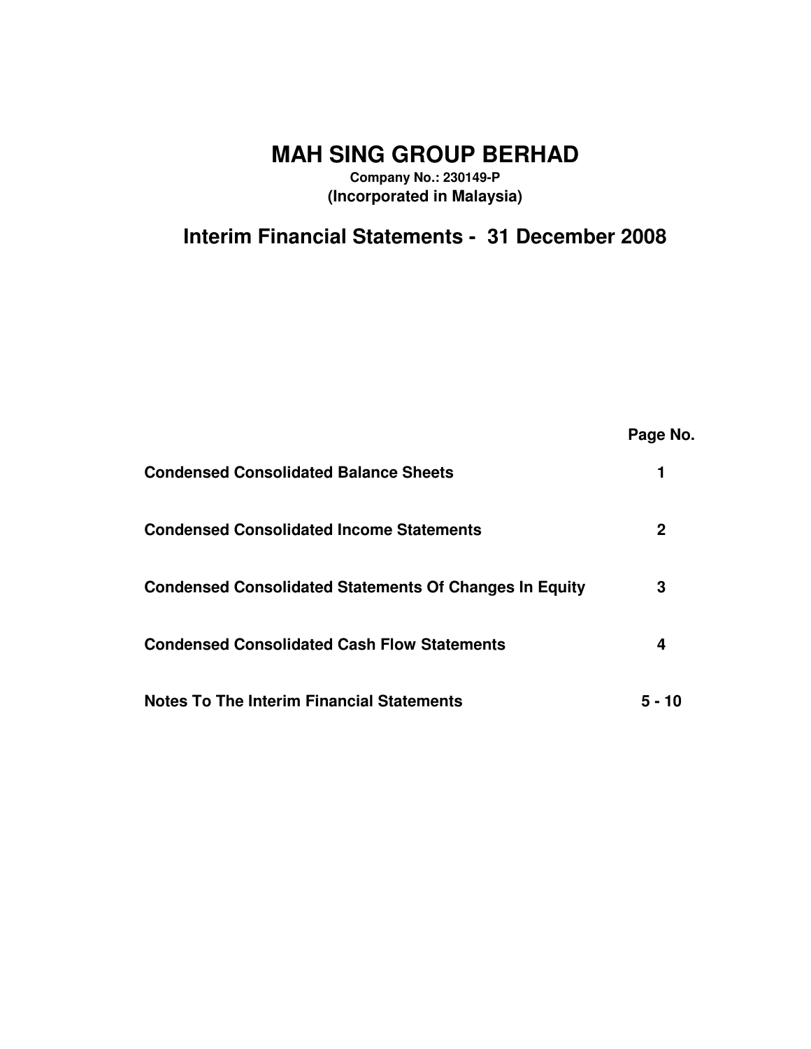# MAH SING GROUP BERHAD

**Company No.: 230149-P**
**(Incorporated in Malaysia)**

## Interim Financial Statements - 31 December 2008

| | Page No. |
|---|---|
| **Condensed Consolidated Balance Sheets** | **1** |
| **Condensed Consolidated Income Statements** | **2** |
| **Condensed Consolidated Statements Of Changes In Equity** | **3** |
| **Condensed Consolidated Cash Flow Statements** | **4** |
| **Notes To The Interim Financial Statements** | **5 - 10** |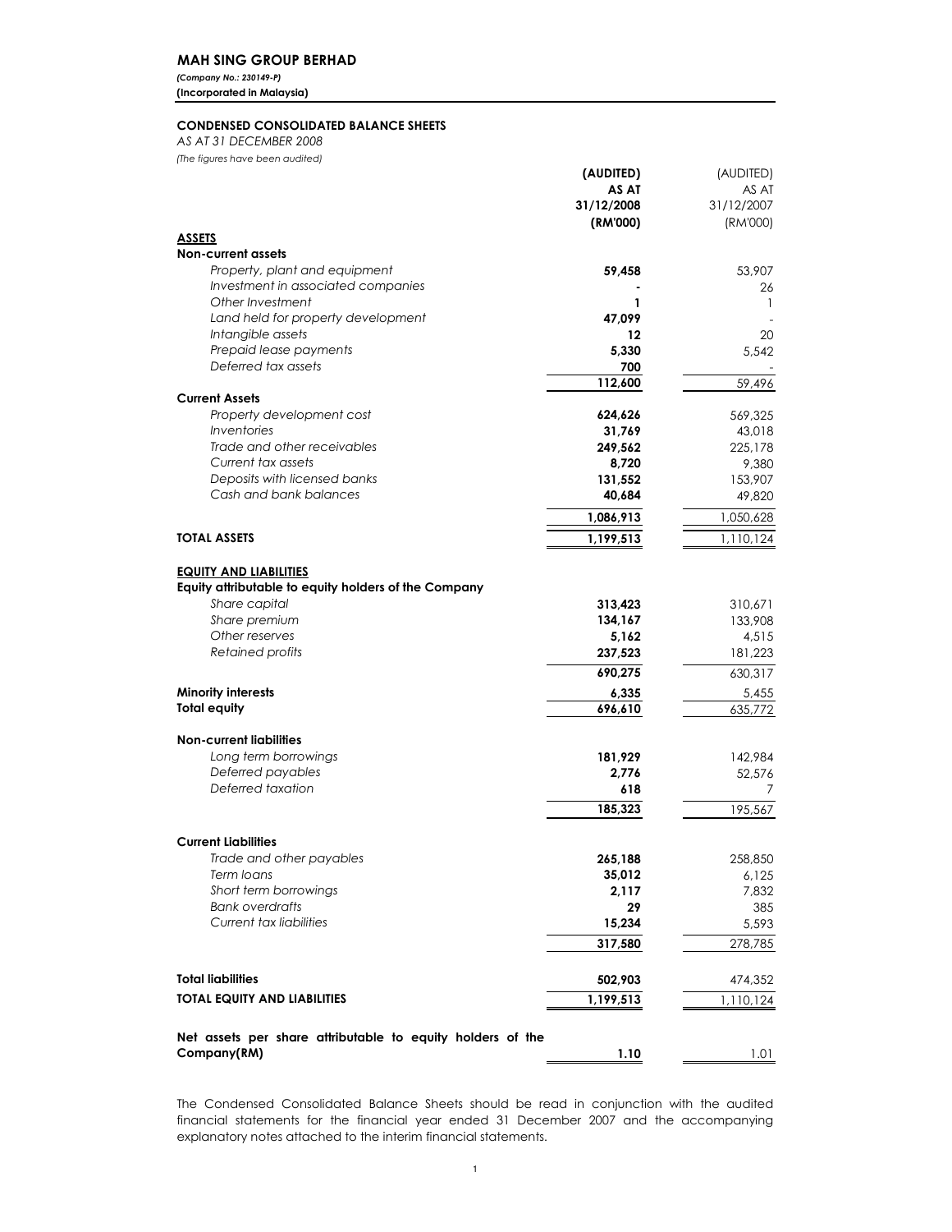**MAH SING GROUP BERHAD**
*(Company No.: 230149-P)*
**(Incorporated in Malaysia)**

**CONDENSED CONSOLIDATED BALANCE SHEETS**
*AS AT 31 DECEMBER 2008*
*(The figures have been audited)*

| | (AUDITED) AS AT 31/12/2008 (RM'000) | (AUDITED) AS AT 31/12/2007 (RM'000) |
|---|---|---|
| **ASSETS** | | |
| **Non-current assets** | | |
| *Property, plant and equipment* | **59,458** | 53,907 |
| *Investment in associated companies* | **-** | 26 |
| *Other Investment* | **1** | 1 |
| *Land held for property development* | **47,099** | - |
| *Intangible assets* | **12** | 20 |
| *Prepaid lease payments* | **5,330** | 5,542 |
| *Deferred tax assets* | **700** | - |
| | **112,600** | 59,496 |
| **Current Assets** | | |
| *Property development cost* | **624,626** | 569,325 |
| *Inventories* | **31,769** | 43,018 |
| *Trade and other receivables* | **249,562** | 225,178 |
| *Current tax assets* | **8,720** | 9,380 |
| *Deposits with licensed banks* | **131,552** | 153,907 |
| *Cash and bank balances* | **40,684** | 49,820 |
| | **1,086,913** | 1,050,628 |
| **TOTAL ASSETS** | **1,199,513** | 1,110,124 |
| **EQUITY AND LIABILITIES** | | |
| **Equity attributable to equity holders of the Company** | | |
| *Share capital* | **313,423** | 310,671 |
| *Share premium* | **134,167** | 133,908 |
| *Other reserves* | **5,162** | 4,515 |
| *Retained profits* | **237,523** | 181,223 |
| | **690,275** | 630,317 |
| **Minority interests** | **6,335** | 5,455 |
| **Total equity** | **696,610** | 635,772 |
| **Non-current liabilities** | | |
| *Long term borrowings* | **181,929** | 142,984 |
| *Deferred payables* | **2,776** | 52,576 |
| *Deferred taxation* | **618** | 7 |
| | **185,323** | 195,567 |
| **Current Liabilities** | | |
| *Trade and other payables* | **265,188** | 258,850 |
| *Term loans* | **35,012** | 6,125 |
| *Short term borrowings* | **2,117** | 7,832 |
| *Bank overdrafts* | **29** | 385 |
| *Current tax liabilities* | **15,234** | 5,593 |
| | **317,580** | 278,785 |
| **Total liabilities** | **502,903** | 474,352 |
| **TOTAL EQUITY AND LIABILITIES** | **1,199,513** | 1,110,124 |
| **Net assets per share attributable to equity holders of the Company(RM)** | **1.10** | 1.01 |

The Condensed Consolidated Balance Sheets should be read in conjunction with the audited financial statements for the financial year ended 31 December 2007 and the accompanying explanatory notes attached to the interim financial statements.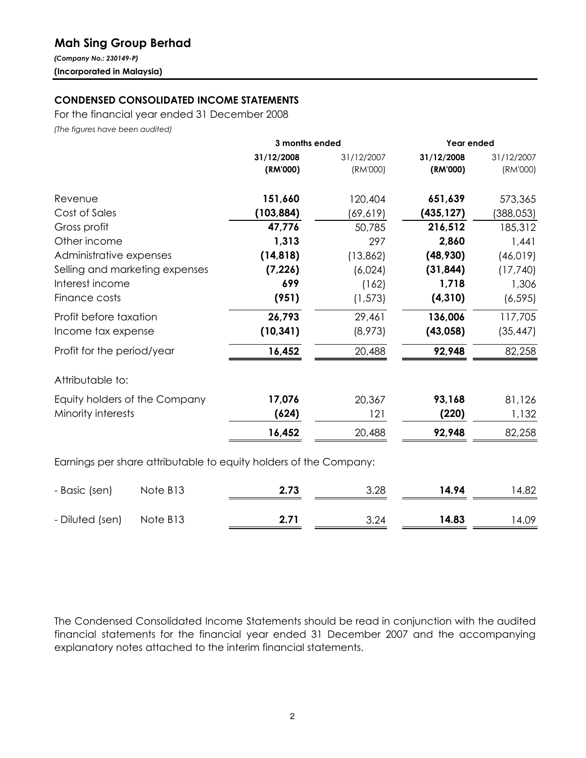# Mah Sing Group Berhad

*(Company No.: 230149-P)*

**(Incorporated in Malaysia)**

## CONDENSED CONSOLIDATED INCOME STATEMENTS

For the financial year ended 31 December 2008

*(The figures have been audited)*

| | | 3 months ended | | Year ended | |
|---|---|---|---|---|---|
| | | **31/12/2008** | 31/12/2007 | **31/12/2008** | 31/12/2007 |
| | | **(RM'000)** | (RM'000) | **(RM'000)** | (RM'000) |
| Revenue | | **151,660** | 120,404 | **651,639** | 573,365 |
| Cost of Sales | | **(103,884)** | (69,619) | **(435,127)** | (388,053) |
| Gross profit | | **47,776** | 50,785 | **216,512** | 185,312 |
| Other income | | **1,313** | 297 | **2,860** | 1,441 |
| Administrative expenses | | **(14,818)** | (13,862) | **(48,930)** | (46,019) |
| Selling and marketing expenses | | **(7,226)** | (6,024) | **(31,844)** | (17,740) |
| Interest income | | **699** | (162) | **1,718** | 1,306 |
| Finance costs | | **(951)** | (1,573) | **(4,310)** | (6,595) |
| Profit before taxation | | **26,793** | 29,461 | **136,006** | 117,705 |
| Income tax expense | | **(10,341)** | (8,973) | **(43,058)** | (35,447) |
| Profit for the period/year | | **16,452** | 20,488 | **92,948** | 82,258 |
| Attributable to: | | | | | |
| Equity holders of the Company | | **17,076** | 20,367 | **93,168** | 81,126 |
| Minority interests | | **(624)** | 121 | **(220)** | 1,132 |
| | | **16,452** | 20,488 | **92,948** | 82,258 |
| Earnings per share attributable to equity holders of the Company: | | | | | |
| - Basic (sen) | Note B13 | **2.73** | 3.28 | **14.94** | 14.82 |
| - Diluted (sen) | Note B13 | **2.71** | 3.24 | **14.83** | 14.09 |

The Condensed Consolidated Income Statements should be read in conjunction with the audited financial statements for the financial year ended 31 December 2007 and the accompanying explanatory notes attached to the interim financial statements.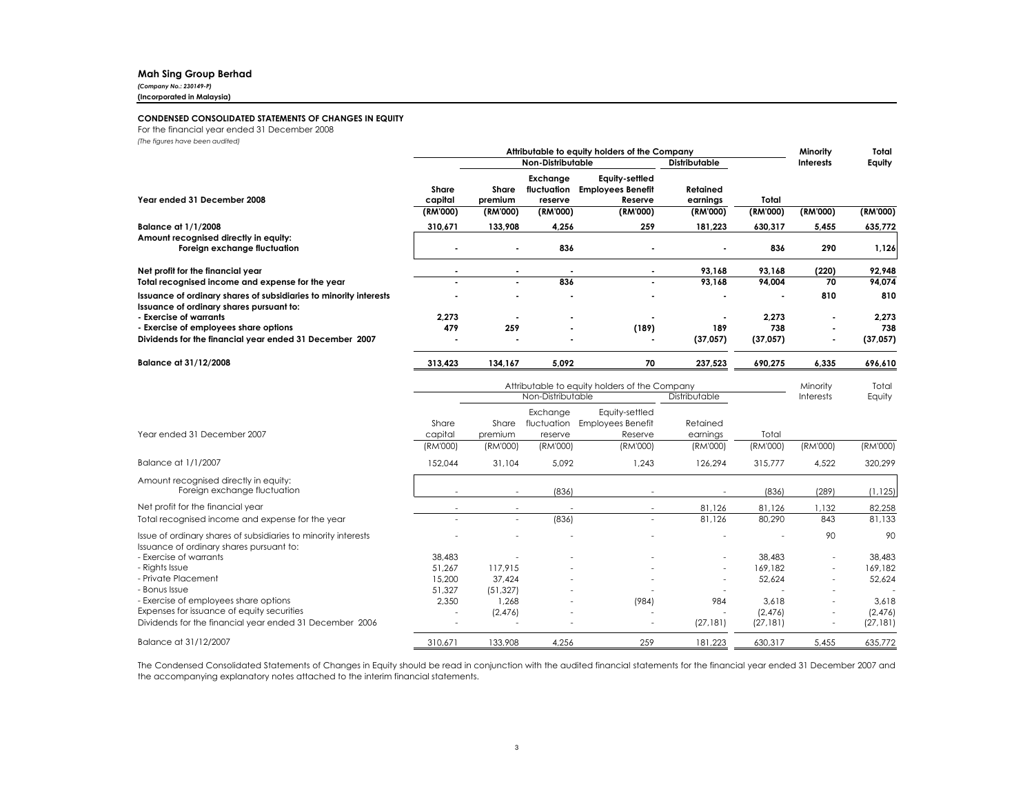**Mah Sing Group Berhad**

*(Company No.: 230149-P)*

**(Incorporated in Malaysia)**

**CONDENSED CONSOLIDATED STATEMENTS OF CHANGES IN EQUITY**

For the financial year ended 31 December 2008

*(The figures have been audited)*

| | Attributable to equity holders of the Company | | | | | | Minority Interests | Total Equity |
|---|---|---|---|---|---|---|---|---|
| | | Non-Distributable | | | Distributable | | | |
| **Year ended 31 December 2008** | **Share capital** | **Share premium** | **Exchange fluctuation reserve** | **Equity-settled Employees Benefit Reserve** | **Retained earnings** | **Total** | | |
| | **(RM'000)** | **(RM'000)** | **(RM'000)** | **(RM'000)** | **(RM'000)** | **(RM'000)** | **(RM'000)** | **(RM'000)** |
| **Balance at 1/1/2008** | **310,671** | **133,908** | **4,256** | **259** | **181,223** | **630,317** | **5,455** | **635,772** |
| **Amount recognised directly in equity:** | | | | | | | | |
| **Foreign exchange fluctuation** | **-** | **-** | **836** | **-** | **-** | **836** | **290** | **1,126** |
| **Net profit for the financial year** | **-** | **-** | **-** | **-** | **93,168** | **93,168** | **(220)** | **92,948** |
| **Total recognised income and expense for the year** | **-** | **-** | **836** | **-** | **93,168** | **94,004** | **70** | **94,074** |
| **Issuance of ordinary shares of subsidiaries to minority interests** | **-** | **-** | **-** | **-** | **-** | **-** | **810** | **810** |
| **Issuance of ordinary shares pursuant to:** | | | | | | | | |
| **- Exercise of warrants** | **2,273** | **-** | **-** | **-** | **-** | **2,273** | **-** | **2,273** |
| **- Exercise of employees share options** | **479** | **259** | **-** | **(189)** | **189** | **738** | **-** | **738** |
| **Dividends for the financial year ended 31 December 2007** | **-** | **-** | **-** | **-** | **(37,057)** | **(37,057)** | **-** | **(37,057)** |
| **Balance at 31/12/2008** | **313,423** | **134,167** | **5,092** | **70** | **237,523** | **690,275** | **6,335** | **696,610** |

| | Attributable to equity holders of the Company | | | | | | Minority Interests | Total Equity |
|---|---|---|---|---|---|---|---|---|
| | | Non-Distributable | | | Distributable | | | |
| Year ended 31 December 2007 | Share capital | Share premium | Exchange fluctuation reserve | Equity-settled Employees Benefit Reserve | Retained earnings | Total | | |
| | (RM'000) | (RM'000) | (RM'000) | (RM'000) | (RM'000) | (RM'000) | (RM'000) | (RM'000) |
| Balance at 1/1/2007 | 152,044 | 31,104 | 5,092 | 1,243 | 126,294 | 315,777 | 4,522 | 320,299 |
| Amount recognised directly in equity: | | | | | | | | |
| Foreign exchange fluctuation | - | - | (836) | - | - | (836) | (289) | (1,125) |
| Net profit for the financial year | - | - | - | - | 81,126 | 81,126 | 1,132 | 82,258 |
| Total recognised income and expense for the year | - | - | (836) | - | 81,126 | 80,290 | 843 | 81,133 |
| Issue of ordinary shares of subsidiaries to minority interests | - | - | - | - | - | - | 90 | 90 |
| Issuance of ordinary shares pursuant to: | | | | | | | | |
| - Exercise of warrants | 38,483 | - | - | - | - | 38,483 | - | 38,483 |
| - Rights Issue | 51,267 | 117,915 | - | - | - | 169,182 | - | 169,182 |
| - Private Placement | 15,200 | 37,424 | - | - | - | 52,624 | - | 52,624 |
| - Bonus Issue | 51,327 | (51,327) | - | - | - | - | - | - |
| - Exercise of employees share options | 2,350 | 1,268 | - | (984) | 984 | 3,618 | - | 3,618 |
| Expenses for issuance of equity securities | - | (2,476) | - | - | - | (2,476) | - | (2,476) |
| Dividends for the financial year ended 31 December 2006 | - | - | - | - | (27,181) | (27,181) | - | (27,181) |
| Balance at 31/12/2007 | 310,671 | 133,908 | 4,256 | 259 | 181,223 | 630,317 | 5,455 | 635,772 |

The Condensed Consolidated Statements of Changes in Equity should be read in conjunction with the audited financial statements for the financial year ended 31 December 2007 and the accompanying explanatory notes attached to the interim financial statements.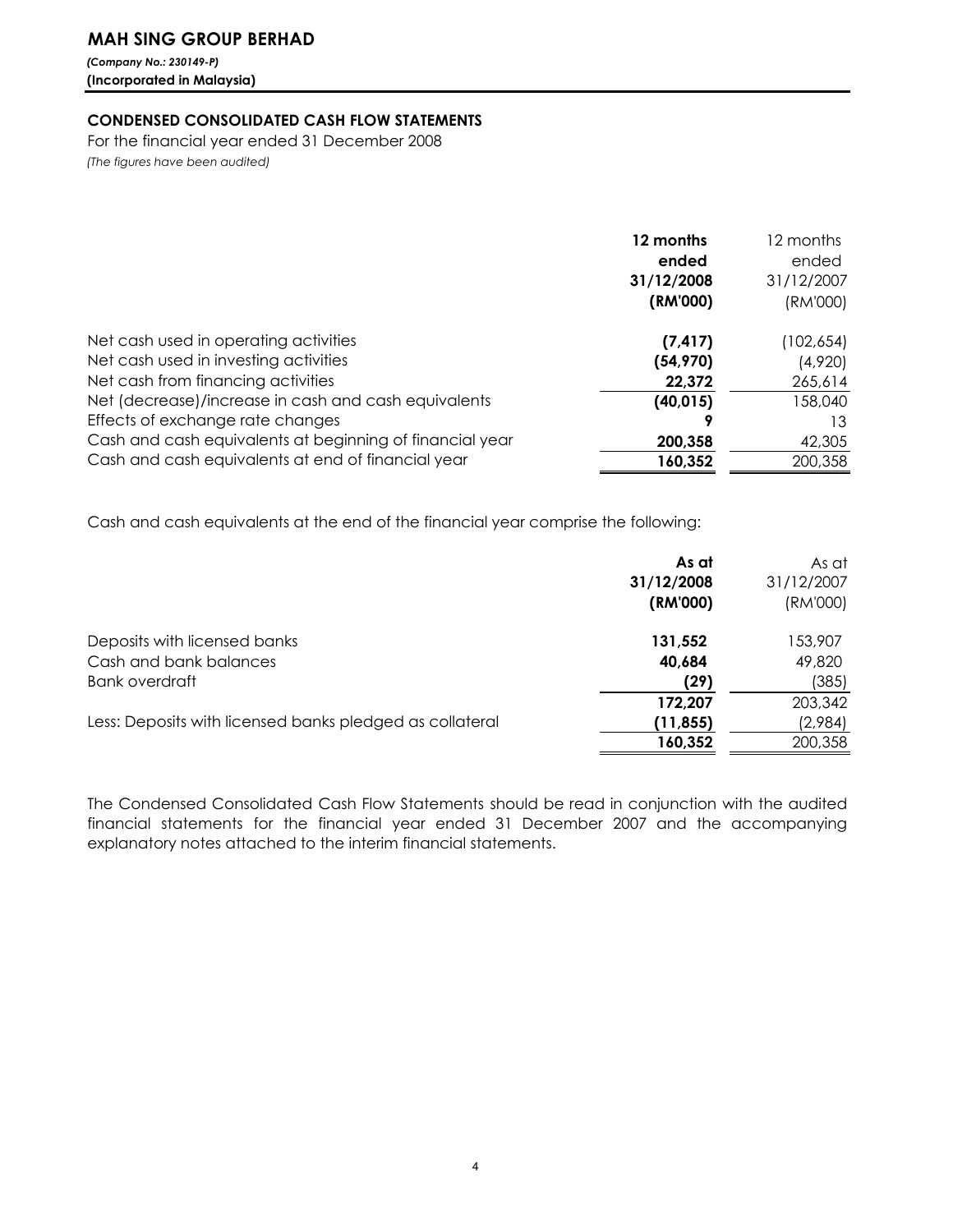# MAH SING GROUP BERHAD

***(Company No.: 230149-P)***
**(Incorporated in Malaysia)**

## CONDENSED CONSOLIDATED CASH FLOW STATEMENTS

For the financial year ended 31 December 2008
*(The figures have been audited)*

| | **12 months ended 31/12/2008 (RM'000)** | 12 months ended 31/12/2007 (RM'000) |
|---|---|---|
| Net cash used in operating activities | **(7,417)** | (102,654) |
| Net cash used in investing activities | **(54,970)** | (4,920) |
| Net cash from financing activities | **22,372** | 265,614 |
| Net (decrease)/increase in cash and cash equivalents | **(40,015)** | 158,040 |
| Effects of exchange rate changes | **9** | 13 |
| Cash and cash equivalents at beginning of financial year | **200,358** | 42,305 |
| Cash and cash equivalents at end of financial year | **160,352** | 200,358 |

Cash and cash equivalents at the end of the financial year comprise the following:

| | **As at 31/12/2008 (RM'000)** | As at 31/12/2007 (RM'000) |
|---|---|---|
| Deposits with licensed banks | **131,552** | 153,907 |
| Cash and bank balances | **40,684** | 49,820 |
| Bank overdraft | **(29)** | (385) |
| | **172,207** | 203,342 |
| Less: Deposits with licensed banks pledged as collateral | **(11,855)** | (2,984) |
| | **160,352** | 200,358 |

The Condensed Consolidated Cash Flow Statements should be read in conjunction with the audited financial statements for the financial year ended 31 December 2007 and the accompanying explanatory notes attached to the interim financial statements.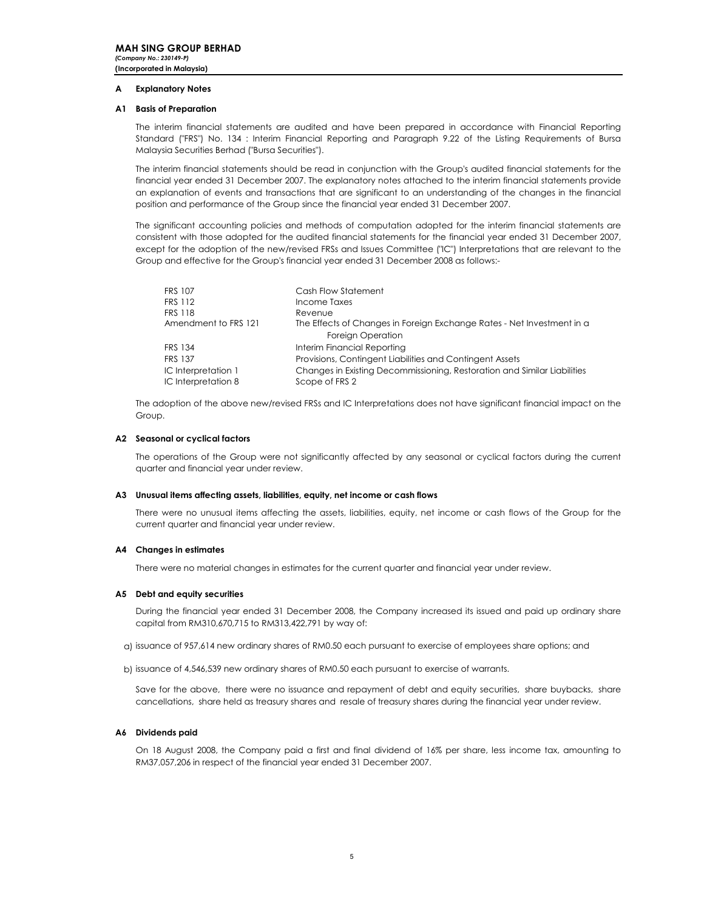**MAH SING GROUP BERHAD**
*(Company No.: 230149-P)*
**(Incorporated in Malaysia)**

## A Explanatory Notes

### A1 Basis of Preparation

The interim financial statements are audited and have been prepared in accordance with Financial Reporting Standard ("FRS") No. 134 : Interim Financial Reporting and Paragraph 9.22 of the Listing Requirements of Bursa Malaysia Securities Berhad ("Bursa Securities").

The interim financial statements should be read in conjunction with the Group's audited financial statements for the financial year ended 31 December 2007. The explanatory notes attached to the interim financial statements provide an explanation of events and transactions that are significant to an understanding of the changes in the financial position and performance of the Group since the financial year ended 31 December 2007.

The significant accounting policies and methods of computation adopted for the interim financial statements are consistent with those adopted for the audited financial statements for the financial year ended 31 December 2007, except for the adoption of the new/revised FRSs and Issues Committee ("IC") Interpretations that are relevant to the Group and effective for the Group's financial year ended 31 December 2008 as follows:-

| | |
|---|---|
| FRS 107 | Cash Flow Statement |
| FRS 112 | Income Taxes |
| FRS 118 | Revenue |
| Amendment to FRS 121 | The Effects of Changes in Foreign Exchange Rates - Net Investment in a Foreign Operation |
| FRS 134 | Interim Financial Reporting |
| FRS 137 | Provisions, Contingent Liabilities and Contingent Assets |
| IC Interpretation 1 | Changes in Existing Decommissioning, Restoration and Similar Liabilities |
| IC Interpretation 8 | Scope of FRS 2 |

The adoption of the above new/revised FRSs and IC Interpretations does not have significant financial impact on the Group.

### A2 Seasonal or cyclical factors

The operations of the Group were not significantly affected by any seasonal or cyclical factors during the current quarter and financial year under review.

### A3 Unusual items affecting assets, liabilities, equity, net income or cash flows

There were no unusual items affecting the assets, liabilities, equity, net income or cash flows of the Group for the current quarter and financial year under review.

### A4 Changes in estimates

There were no material changes in estimates for the current quarter and financial year under review.

### A5 Debt and equity securities

During the financial year ended 31 December 2008, the Company increased its issued and paid up ordinary share capital from RM310,670,715 to RM313,422,791 by way of:

a) issuance of 957,614 new ordinary shares of RM0.50 each pursuant to exercise of employees share options; and

b) issuance of 4,546,539 new ordinary shares of RM0.50 each pursuant to exercise of warrants.

Save for the above, there were no issuance and repayment of debt and equity securities, share buybacks, share cancellations, share held as treasury shares and resale of treasury shares during the financial year under review.

### A6 Dividends paid

On 18 August 2008, the Company paid a first and final dividend of 16% per share, less income tax, amounting to RM37,057,206 in respect of the financial year ended 31 December 2007.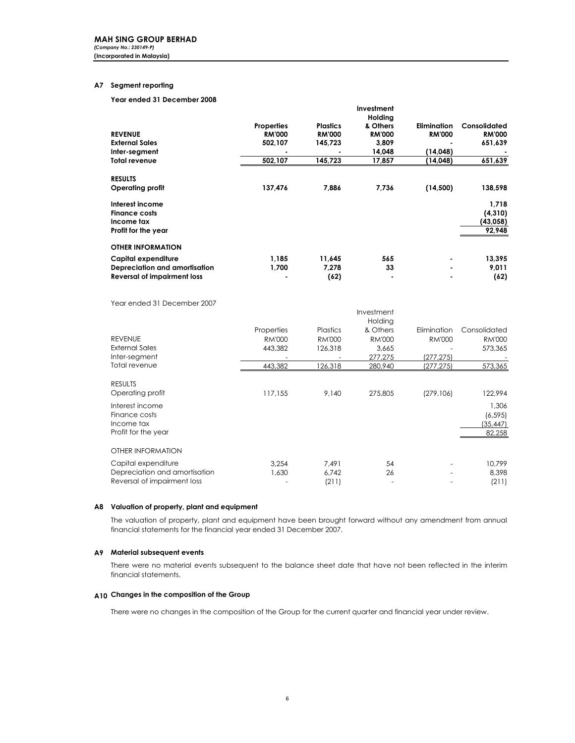**MAH SING GROUP BERHAD**
*(Company No.: 230149-P)*
**(Incorporated in Malaysia)**

## A7 Segment reporting

**Year ended 31 December 2008**

| | Properties | Plastics | Investment Holding & Others | Elimination | Consolidated |
|---|---|---|---|---|---|
| **REVENUE** | **RM'000** | **RM'000** | **RM'000** | **RM'000** | **RM'000** |
| **External Sales** | **502,107** | **145,723** | **3,809** | **-** | **651,639** |
| **Inter-segment** | **-** | **-** | **14,048** | **(14,048)** | **-** |
| **Total revenue** | **502,107** | **145,723** | **17,857** | **(14,048)** | **651,639** |
| | | | | | |
| **RESULTS** | | | | | |
| **Operating profit** | **137,476** | **7,886** | **7,736** | **(14,500)** | **138,598** |
| | | | | | |
| **Interest income** | | | | | **1,718** |
| **Finance costs** | | | | | **(4,310)** |
| **Income tax** | | | | | **(43,058)** |
| **Profit for the year** | | | | | **92,948** |
| | | | | | |
| **OTHER INFORMATION** | | | | | |
| **Capital expenditure** | **1,185** | **11,645** | **565** | **-** | **13,395** |
| **Depreciation and amortisation** | **1,700** | **7,278** | **33** | **-** | **9,011** |
| **Reversal of impairment loss** | **-** | **(62)** | **-** | **-** | **(62)** |

Year ended 31 December 2007

| | Properties | Plastics | Investment Holding & Others | Elimination | Consolidated |
|---|---|---|---|---|---|
| REVENUE | RM'000 | RM'000 | RM'000 | RM'000 | RM'000 |
| External Sales | 443,382 | 126,318 | 3,665 | - | 573,365 |
| Inter-segment | - | - | 277,275 | (277,275) | - |
| Total revenue | 443,382 | 126,318 | 280,940 | (277,275) | 573,365 |
| | | | | | |
| RESULTS | | | | | |
| Operating profit | 117,155 | 9,140 | 275,805 | (279,106) | 122,994 |
| | | | | | |
| Interest income | | | | | 1,306 |
| Finance costs | | | | | (6,595) |
| Income tax | | | | | (35,447) |
| Profit for the year | | | | | 82,258 |
| | | | | | |
| OTHER INFORMATION | | | | | |
| Capital expenditure | 3,254 | 7,491 | 54 | - | 10,799 |
| Depreciation and amortisation | 1,630 | 6,742 | 26 | - | 8,398 |
| Reversal of impairment loss | - | (211) | - | - | (211) |

## A8 Valuation of property, plant and equipment

The valuation of property, plant and equipment have been brought forward without any amendment from annual financial statements for the financial year ended 31 December 2007.

## A9 Material subsequent events

There were no material events subsequent to the balance sheet date that have not been reflected in the interim financial statements.

## A10 Changes in the composition of the Group

There were no changes in the composition of the Group for the current quarter and financial year under review.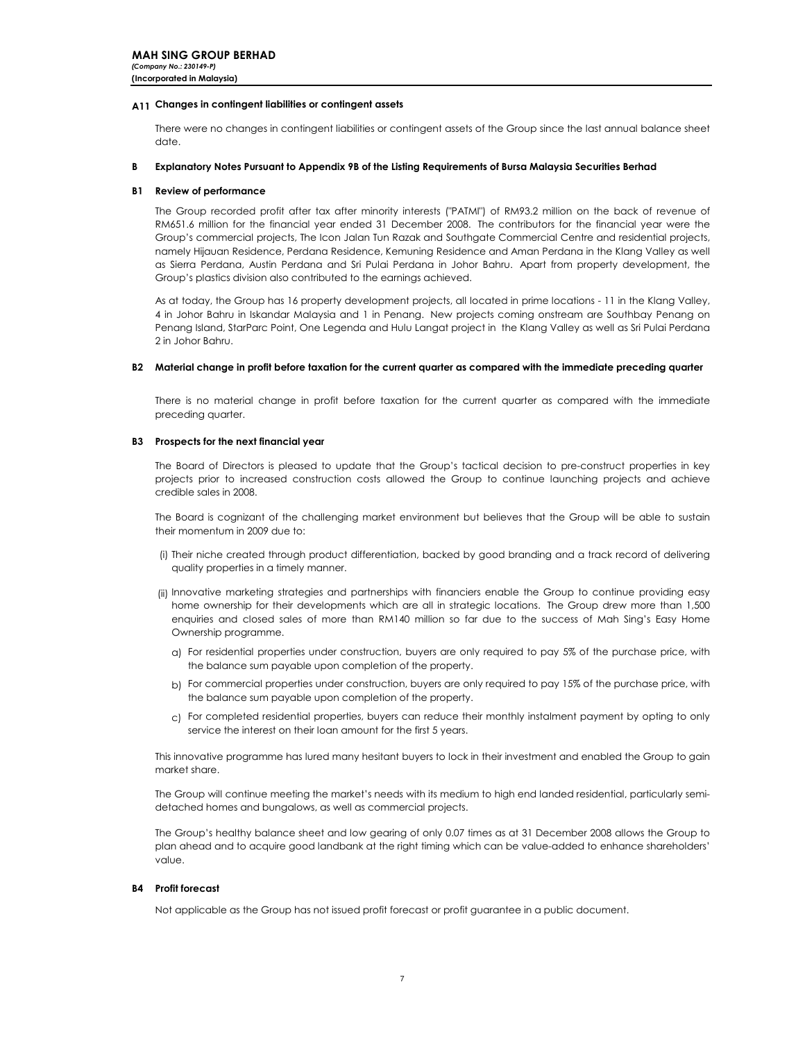#### A11 Changes in contingent liabilities or contingent assets

There were no changes in contingent liabilities or contingent assets of the Group since the last annual balance sheet date.

### B Explanatory Notes Pursuant to Appendix 9B of the Listing Requirements of Bursa Malaysia Securities Berhad

#### B1 Review of performance

The Group recorded profit after tax after minority interests ("PATMI") of RM93.2 million on the back of revenue of RM651.6 million for the financial year ended 31 December 2008. The contributors for the financial year were the Group's commercial projects, The Icon Jalan Tun Razak and Southgate Commercial Centre and residential projects, namely Hijauan Residence, Perdana Residence, Kemuning Residence and Aman Perdana in the Klang Valley as well as Sierra Perdana, Austin Perdana and Sri Pulai Perdana in Johor Bahru. Apart from property development, the Group's plastics division also contributed to the earnings achieved.

As at today, the Group has 16 property development projects, all located in prime locations - 11 in the Klang Valley, 4 in Johor Bahru in Iskandar Malaysia and 1 in Penang. New projects coming onstream are Southbay Penang on Penang Island, StarParc Point, One Legenda and Hulu Langat project in the Klang Valley as well as Sri Pulai Perdana 2 in Johor Bahru.

#### B2 Material change in profit before taxation for the current quarter as compared with the immediate preceding quarter

There is no material change in profit before taxation for the current quarter as compared with the immediate preceding quarter.

#### B3 Prospects for the next financial year

The Board of Directors is pleased to update that the Group's tactical decision to pre-construct properties in key projects prior to increased construction costs allowed the Group to continue launching projects and achieve credible sales in 2008.

The Board is cognizant of the challenging market environment but believes that the Group will be able to sustain their momentum in 2009 due to:

(i) Their niche created through product differentiation, backed by good branding and a track record of delivering quality properties in a timely manner.

(ii) Innovative marketing strategies and partnerships with financiers enable the Group to continue providing easy home ownership for their developments which are all in strategic locations. The Group drew more than 1,500 enquiries and closed sales of more than RM140 million so far due to the success of Mah Sing's Easy Home Ownership programme.

   a) For residential properties under construction, buyers are only required to pay 5% of the purchase price, with the balance sum payable upon completion of the property.

   b) For commercial properties under construction, buyers are only required to pay 15% of the purchase price, with the balance sum payable upon completion of the property.

   c) For completed residential properties, buyers can reduce their monthly instalment payment by opting to only service the interest on their loan amount for the first 5 years.

This innovative programme has lured many hesitant buyers to lock in their investment and enabled the Group to gain market share.

The Group will continue meeting the market's needs with its medium to high end landed residential, particularly semi-detached homes and bungalows, as well as commercial projects.

The Group's healthy balance sheet and low gearing of only 0.07 times as at 31 December 2008 allows the Group to plan ahead and to acquire good landbank at the right timing which can be value-added to enhance shareholders' value.

#### B4 Profit forecast

Not applicable as the Group has not issued profit forecast or profit guarantee in a public document.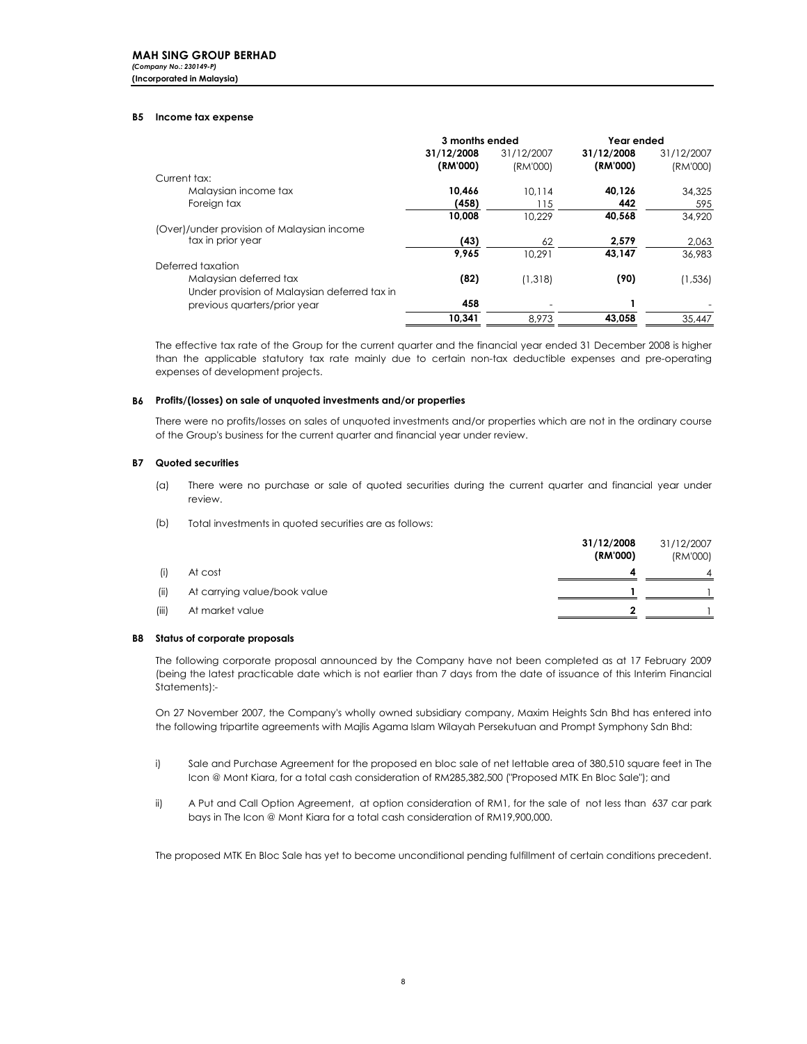**MAH SING GROUP BERHAD**
*(Company No.: 230149-P)*
**(Incorporated in Malaysia)**

## B5 Income tax expense

| | 3 months ended | | Year ended | |
|---|---|---|---|---|
| | **31/12/2008 (RM'000)** | 31/12/2007 (RM'000) | **31/12/2008 (RM'000)** | 31/12/2007 (RM'000) |
| Current tax: | | | | |
| Malaysian income tax | **10,466** | 10,114 | **40,126** | 34,325 |
| Foreign tax | **(458)** | 115 | **442** | 595 |
| | **10,008** | 10,229 | **40,568** | 34,920 |
| (Over)/under provision of Malaysian income tax in prior year | **(43)** | 62 | **2,579** | 2,063 |
| | **9,965** | 10,291 | **43,147** | 36,983 |
| Deferred taxation | | | | |
| Malaysian deferred tax | **(82)** | (1,318) | **(90)** | (1,536) |
| Under provision of Malaysian deferred tax in previous quarters/prior year | **458** | - | **1** | - |
| | **10,341** | 8,973 | **43,058** | 35,447 |

The effective tax rate of the Group for the current quarter and the financial year ended 31 December 2008 is higher than the applicable statutory tax rate mainly due to certain non-tax deductible expenses and pre-operating expenses of development projects.

## B6 Profits/(losses) on sale of unquoted investments and/or properties

There were no profits/losses on sales of unquoted investments and/or properties which are not in the ordinary course of the Group's business for the current quarter and financial year under review.

## B7 Quoted securities

(a) There were no purchase or sale of quoted securities during the current quarter and financial year under review.

(b) Total investments in quoted securities are as follows:

| | | **31/12/2008 (RM'000)** | 31/12/2007 (RM'000) |
|---|---|---|---|
| (i) | At cost | **4** | 4 |
| (ii) | At carrying value/book value | **1** | 1 |
| (iii) | At market value | **2** | 1 |

## B8 Status of corporate proposals

The following corporate proposal announced by the Company have not been completed as at 17 February 2009 (being the latest practicable date which is not earlier than 7 days from the date of issuance of this Interim Financial Statements):-

On 27 November 2007, the Company's wholly owned subsidiary company, Maxim Heights Sdn Bhd has entered into the following tripartite agreements with Majlis Agama Islam Wilayah Persekutuan and Prompt Symphony Sdn Bhd:

i) Sale and Purchase Agreement for the proposed en bloc sale of net lettable area of 380,510 square feet in The Icon @ Mont Kiara, for a total cash consideration of RM285,382,500 ("Proposed MTK En Bloc Sale"); and

ii) A Put and Call Option Agreement, at option consideration of RM1, for the sale of not less than 637 car park bays in The Icon @ Mont Kiara for a total cash consideration of RM19,900,000.

The proposed MTK En Bloc Sale has yet to become unconditional pending fulfillment of certain conditions precedent.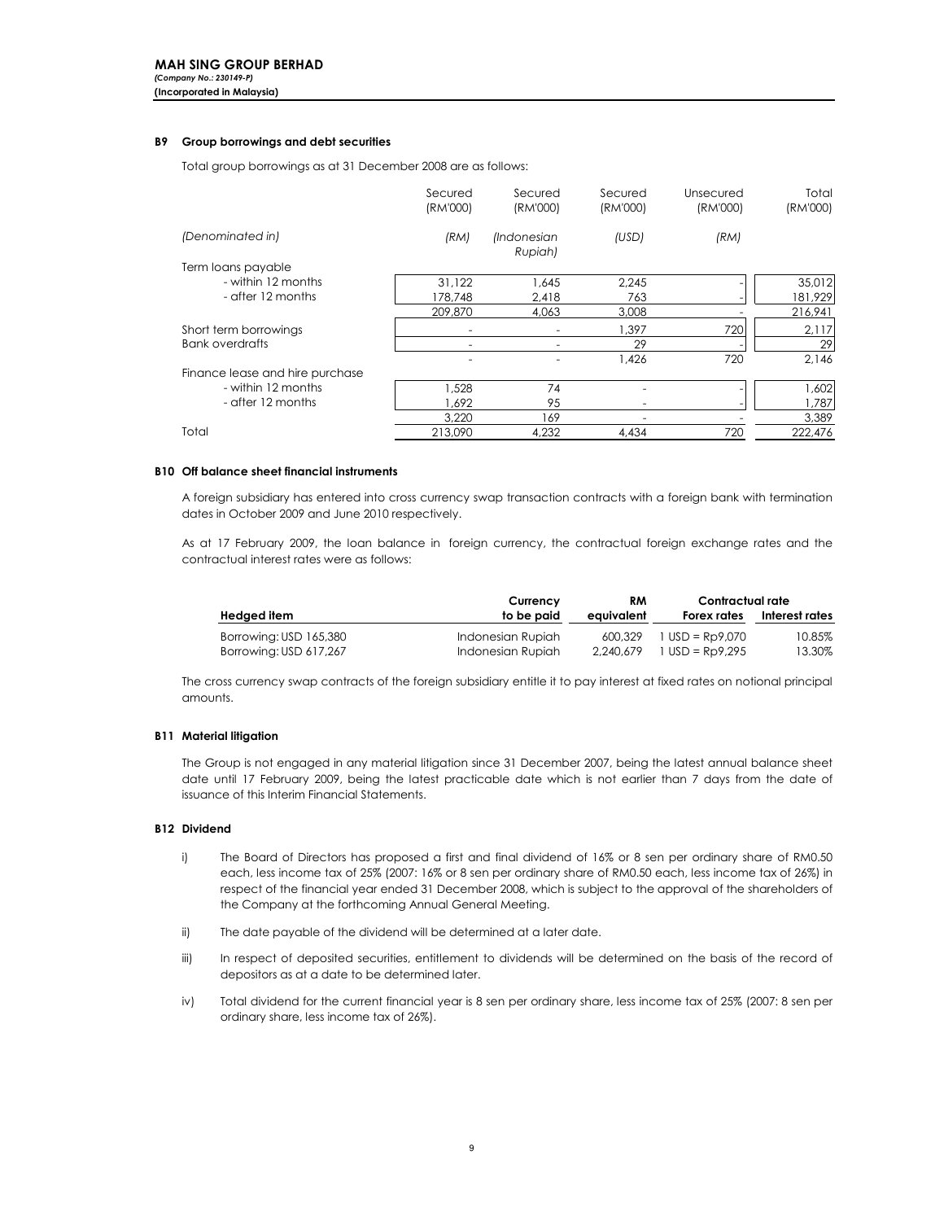**MAH SING GROUP BERHAD**
*(Company No.: 230149-P)*
**(Incorporated in Malaysia)**

### B9 Group borrowings and debt securities

Total group borrowings as at 31 December 2008 are as follows:

| | Secured (RM'000) | Secured (RM'000) | Secured (RM'000) | Unsecured (RM'000) | Total (RM'000) |
|---|---|---|---|---|---|
| *(Denominated in)* | *(RM)* | *(Indonesian Rupiah)* | *(USD)* | *(RM)* | |
| Term loans payable | | | | | |
| - within 12 months | 31,122 | 1,645 | 2,245 | - | 35,012 |
| - after 12 months | 178,748 | 2,418 | 763 | - | 181,929 |
| | 209,870 | 4,063 | 3,008 | - | 216,941 |
| Short term borrowings | - | - | 1,397 | 720 | 2,117 |
| Bank overdrafts | - | - | 29 | - | 29 |
| | - | - | 1,426 | 720 | 2,146 |
| Finance lease and hire purchase | | | | | |
| - within 12 months | 1,528 | 74 | - | - | 1,602 |
| - after 12 months | 1,692 | 95 | - | - | 1,787 |
| | 3,220 | 169 | - | - | 3,389 |
| Total | 213,090 | 4,232 | 4,434 | 720 | 222,476 |

### B10 Off balance sheet financial instruments

A foreign subsidiary has entered into cross currency swap transaction contracts with a foreign bank with termination dates in October 2009 and June 2010 respectively.

As at 17 February 2009, the loan balance in foreign currency, the contractual foreign exchange rates and the contractual interest rates were as follows:

| Hedged item | Currency to be paid | RM equivalent | Contractual rate Forex rates | Contractual rate Interest rates |
|---|---|---|---|---|
| Borrowing: USD 165,380 | Indonesian Rupiah | 600,329 | 1 USD = Rp9,070 | 10.85% |
| Borrowing: USD 617,267 | Indonesian Rupiah | 2,240,679 | 1 USD = Rp9,295 | 13.30% |

The cross currency swap contracts of the foreign subsidiary entitle it to pay interest at fixed rates on notional principal amounts.

### B11 Material litigation

The Group is not engaged in any material litigation since 31 December 2007, being the latest annual balance sheet date until 17 February 2009, being the latest practicable date which is not earlier than 7 days from the date of issuance of this Interim Financial Statements.

### B12 Dividend

i) The Board of Directors has proposed a first and final dividend of 16% or 8 sen per ordinary share of RM0.50 each, less income tax of 25% (2007: 16% or 8 sen per ordinary share of RM0.50 each, less income tax of 26%) in respect of the financial year ended 31 December 2008, which is subject to the approval of the shareholders of the Company at the forthcoming Annual General Meeting.

ii) The date payable of the dividend will be determined at a later date.

iii) In respect of deposited securities, entitlement to dividends will be determined on the basis of the record of depositors as at a date to be determined later.

iv) Total dividend for the current financial year is 8 sen per ordinary share, less income tax of 25% (2007: 8 sen per ordinary share, less income tax of 26%).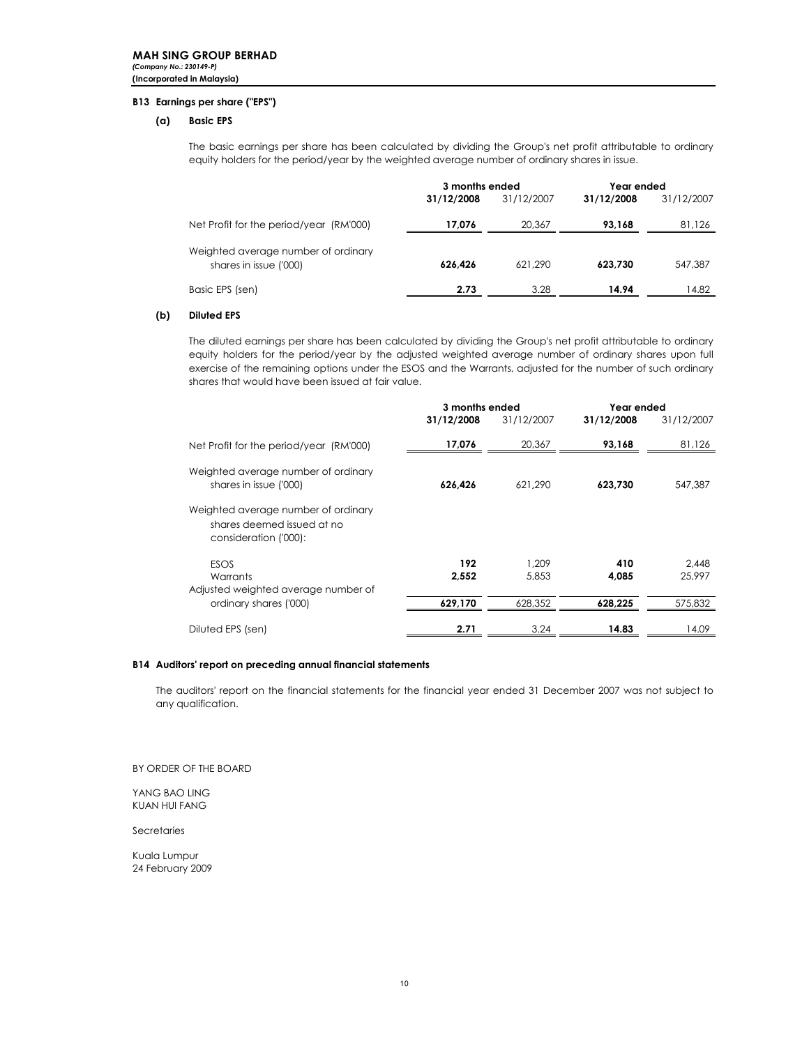**MAH SING GROUP BERHAD**
***(Company No.: 230149-P)***
**(Incorporated in Malaysia)**

### B13 Earnings per share ("EPS")

#### (a) Basic EPS

The basic earnings per share has been calculated by dividing the Group's net profit attributable to ordinary equity holders for the period/year by the weighted average number of ordinary shares in issue.

| | 3 months ended | | Year ended | |
|---|---|---|---|---|
| | **31/12/2008** | 31/12/2007 | **31/12/2008** | 31/12/2007 |
| Net Profit for the period/year (RM'000) | **17,076** | 20,367 | **93,168** | 81,126 |
| Weighted average number of ordinary shares in issue ('000) | **626,426** | 621,290 | **623,730** | 547,387 |
| Basic EPS (sen) | **2.73** | 3.28 | **14.94** | 14.82 |

#### (b) Diluted EPS

The diluted earnings per share has been calculated by dividing the Group's net profit attributable to ordinary equity holders for the period/year by the adjusted weighted average number of ordinary shares upon full exercise of the remaining options under the ESOS and the Warrants, adjusted for the number of such ordinary shares that would have been issued at fair value.

| | 3 months ended | | Year ended | |
|---|---|---|---|---|
| | **31/12/2008** | 31/12/2007 | **31/12/2008** | 31/12/2007 |
| Net Profit for the period/year (RM'000) | **17,076** | 20,367 | **93,168** | 81,126 |
| Weighted average number of ordinary shares in issue ('000) | **626,426** | 621,290 | **623,730** | 547,387 |
| Weighted average number of ordinary shares deemed issued at no consideration ('000): | | | | |
| ESOS | **192** | 1,209 | **410** | 2,448 |
| Warrants | **2,552** | 5,853 | **4,085** | 25,997 |
| Adjusted weighted average number of ordinary shares ('000) | **629,170** | 628,352 | **628,225** | 575,832 |
| Diluted EPS (sen) | **2.71** | 3.24 | **14.83** | 14.09 |

### B14 Auditors' report on preceding annual financial statements

The auditors' report on the financial statements for the financial year ended 31 December 2007 was not subject to any qualification.

BY ORDER OF THE BOARD

YANG BAO LING
KUAN HUI FANG

Secretaries

Kuala Lumpur
24 February 2009